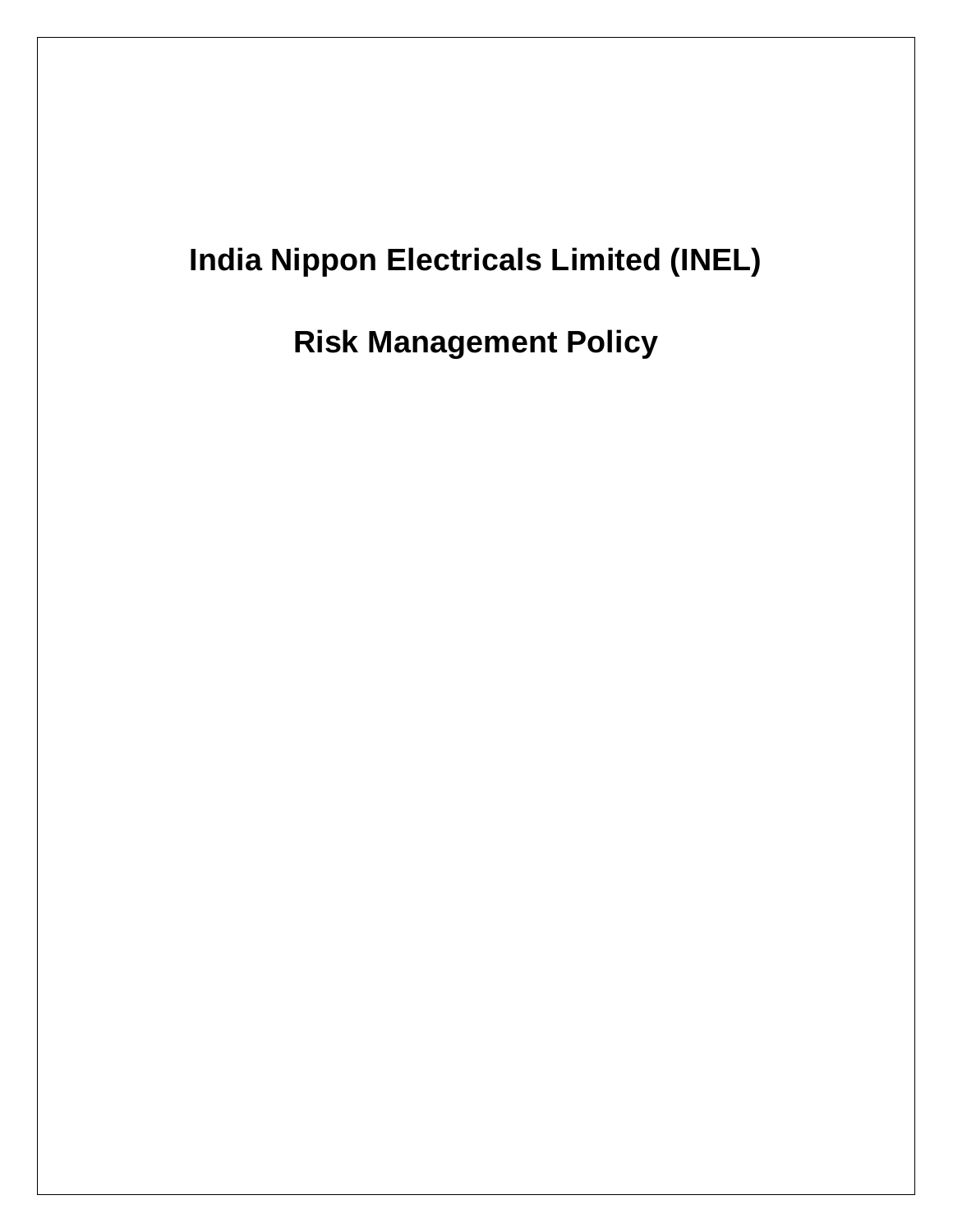# India Nippon Electricals Limited (INEL)

# Risk Management Policy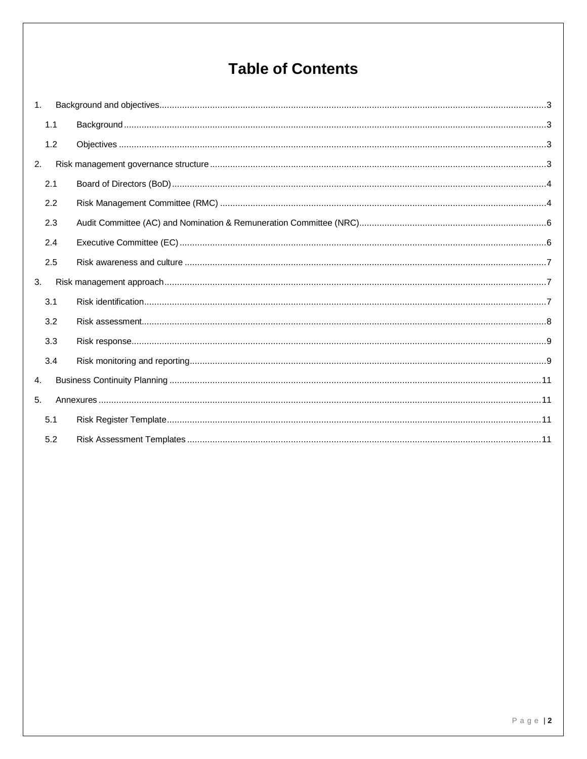# Table of Contents

1. Background and objectives ........ 3
   - 1.1 Background ........ 3
   - 1.2 Objectives ........ 3
2. Risk management governance structure ........ 3
   - 2.1 Board of Directors (BoD) ........ 4
   - 2.2 Risk Management Committee (RMC) ........ 4
   - 2.3 Audit Committee (AC) and Nomination & Remuneration Committee (NRC) ........ 6
   - 2.4 Executive Committee (EC) ........ 6
   - 2.5 Risk awareness and culture ........ 7
3. Risk management approach ........ 7
   - 3.1 Risk identification ........ 7
   - 3.2 Risk assessment ........ 8
   - 3.3 Risk response ........ 9
   - 3.4 Risk monitoring and reporting ........ 9
4. Business Continuity Planning ........ 11
5. Annexures ........ 11
   - 5.1 Risk Register Template ........ 11
   - 5.2 Risk Assessment Templates ........ 11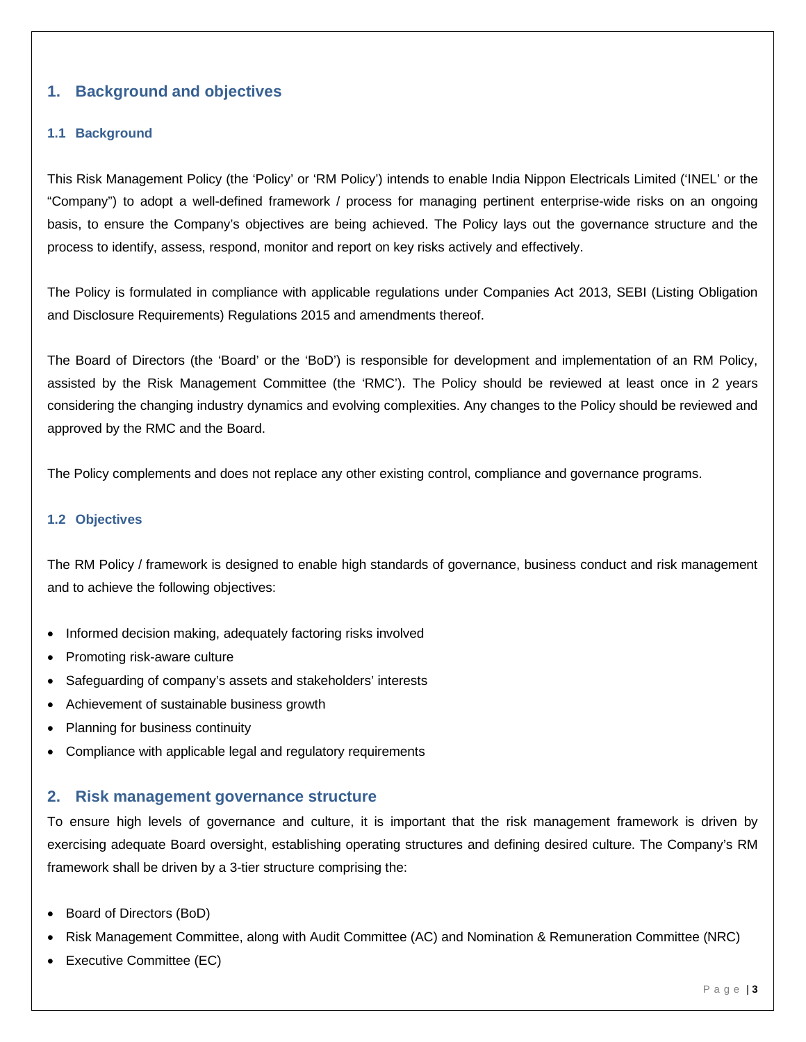## 1. Background and objectives

### 1.1 Background

This Risk Management Policy (the 'Policy' or 'RM Policy') intends to enable India Nippon Electricals Limited ('INEL' or the "Company") to adopt a well-defined framework / process for managing pertinent enterprise-wide risks on an ongoing basis, to ensure the Company's objectives are being achieved. The Policy lays out the governance structure and the process to identify, assess, respond, monitor and report on key risks actively and effectively.

The Policy is formulated in compliance with applicable regulations under Companies Act 2013, SEBI (Listing Obligation and Disclosure Requirements) Regulations 2015 and amendments thereof.

The Board of Directors (the 'Board' or the 'BoD') is responsible for development and implementation of an RM Policy, assisted by the Risk Management Committee (the 'RMC'). The Policy should be reviewed at least once in 2 years considering the changing industry dynamics and evolving complexities. Any changes to the Policy should be reviewed and approved by the RMC and the Board.

The Policy complements and does not replace any other existing control, compliance and governance programs.

### 1.2 Objectives

The RM Policy / framework is designed to enable high standards of governance, business conduct and risk management and to achieve the following objectives:

- Informed decision making, adequately factoring risks involved
- Promoting risk-aware culture
- Safeguarding of company's assets and stakeholders' interests
- Achievement of sustainable business growth
- Planning for business continuity
- Compliance with applicable legal and regulatory requirements

## 2. Risk management governance structure

To ensure high levels of governance and culture, it is important that the risk management framework is driven by exercising adequate Board oversight, establishing operating structures and defining desired culture. The Company's RM framework shall be driven by a 3-tier structure comprising the:

- Board of Directors (BoD)
- Risk Management Committee, along with Audit Committee (AC) and Nomination & Remuneration Committee (NRC)
- Executive Committee (EC)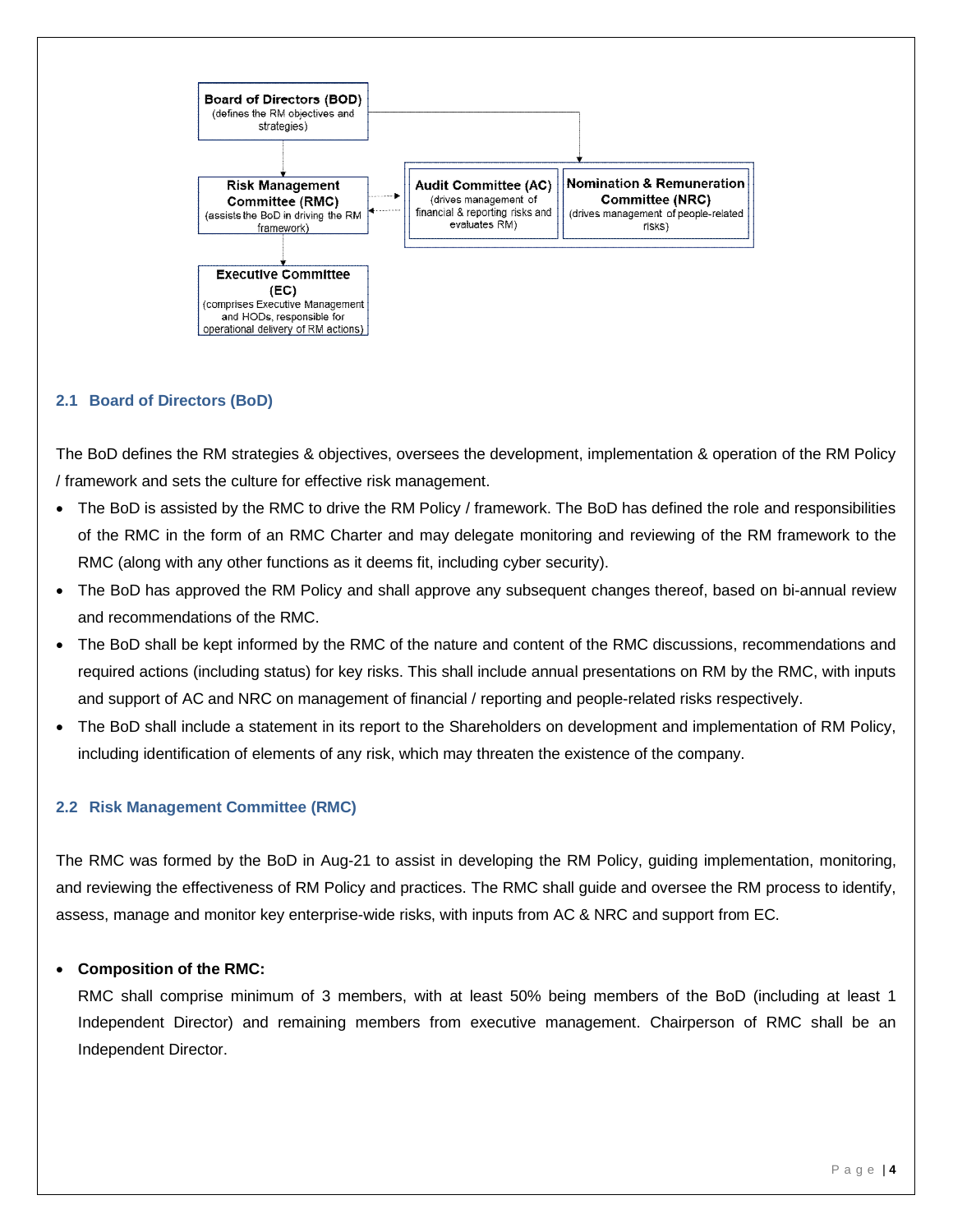Board of Directors (BOD)
(defines the RM objectives and strategies)

Risk Management Committee (RMC)
(assists the BoD in driving the RM framework)

Audit Committee (AC)
(drives management of financial & reporting risks and evaluates RM)

Nomination & Remuneration Committee (NRC)
(drives management of people-related risks)

Executive Committee (EC)
(comprises Executive Management and HODs, responsible for operational delivery of RM actions)

### 2.1 Board of Directors (BoD)

The BoD defines the RM strategies & objectives, oversees the development, implementation & operation of the RM Policy / framework and sets the culture for effective risk management.

- The BoD is assisted by the RMC to drive the RM Policy / framework. The BoD has defined the role and responsibilities of the RMC in the form of an RMC Charter and may delegate monitoring and reviewing of the RM framework to the RMC (along with any other functions as it deems fit, including cyber security).
- The BoD has approved the RM Policy and shall approve any subsequent changes thereof, based on bi-annual review and recommendations of the RMC.
- The BoD shall be kept informed by the RMC of the nature and content of the RMC discussions, recommendations and required actions (including status) for key risks. This shall include annual presentations on RM by the RMC, with inputs and support of AC and NRC on management of financial / reporting and people-related risks respectively.
- The BoD shall include a statement in its report to the Shareholders on development and implementation of RM Policy, including identification of elements of any risk, which may threaten the existence of the company.

### 2.2 Risk Management Committee (RMC)

The RMC was formed by the BoD in Aug-21 to assist in developing the RM Policy, guiding implementation, monitoring, and reviewing the effectiveness of RM Policy and practices. The RMC shall guide and oversee the RM process to identify, assess, manage and monitor key enterprise-wide risks, with inputs from AC & NRC and support from EC.

- **Composition of the RMC:**

  RMC shall comprise minimum of 3 members, with at least 50% being members of the BoD (including at least 1 Independent Director) and remaining members from executive management. Chairperson of RMC shall be an Independent Director.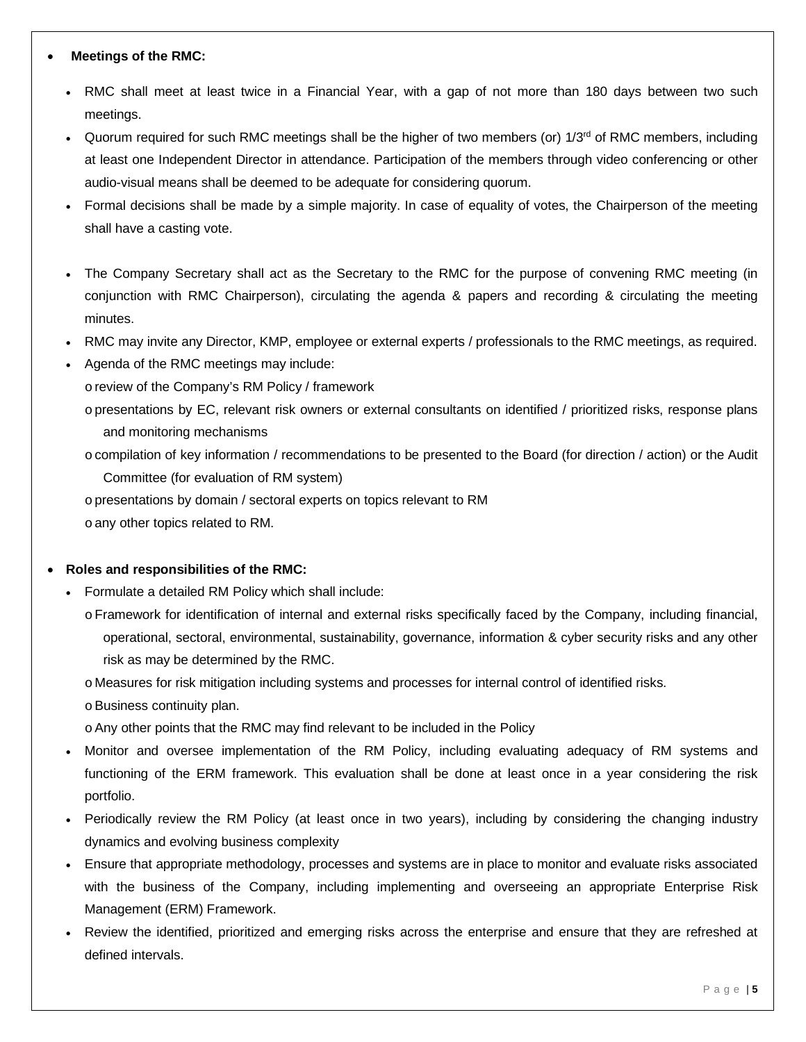- **Meetings of the RMC:**
  - RMC shall meet at least twice in a Financial Year, with a gap of not more than 180 days between two such meetings.
  - Quorum required for such RMC meetings shall be the higher of two members (or) 1/3rd of RMC members, including at least one Independent Director in attendance. Participation of the members through video conferencing or other audio-visual means shall be deemed to be adequate for considering quorum.
  - Formal decisions shall be made by a simple majority. In case of equality of votes, the Chairperson of the meeting shall have a casting vote.
  - The Company Secretary shall act as the Secretary to the RMC for the purpose of convening RMC meeting (in conjunction with RMC Chairperson), circulating the agenda & papers and recording & circulating the meeting minutes.
  - RMC may invite any Director, KMP, employee or external experts / professionals to the RMC meetings, as required.
  - Agenda of the RMC meetings may include:
    - review of the Company's RM Policy / framework
    - presentations by EC, relevant risk owners or external consultants on identified / prioritized risks, response plans and monitoring mechanisms
    - compilation of key information / recommendations to be presented to the Board (for direction / action) or the Audit Committee (for evaluation of RM system)
    - presentations by domain / sectoral experts on topics relevant to RM
    - any other topics related to RM.

- **Roles and responsibilities of the RMC:**
  - Formulate a detailed RM Policy which shall include:
    - Framework for identification of internal and external risks specifically faced by the Company, including financial, operational, sectoral, environmental, sustainability, governance, information & cyber security risks and any other risk as may be determined by the RMC.
    - Measures for risk mitigation including systems and processes for internal control of identified risks.
    - Business continuity plan.
    - Any other points that the RMC may find relevant to be included in the Policy
  - Monitor and oversee implementation of the RM Policy, including evaluating adequacy of RM systems and functioning of the ERM framework. This evaluation shall be done at least once in a year considering the risk portfolio.
  - Periodically review the RM Policy (at least once in two years), including by considering the changing industry dynamics and evolving business complexity
  - Ensure that appropriate methodology, processes and systems are in place to monitor and evaluate risks associated with the business of the Company, including implementing and overseeing an appropriate Enterprise Risk Management (ERM) Framework.
  - Review the identified, prioritized and emerging risks across the enterprise and ensure that they are refreshed at defined intervals.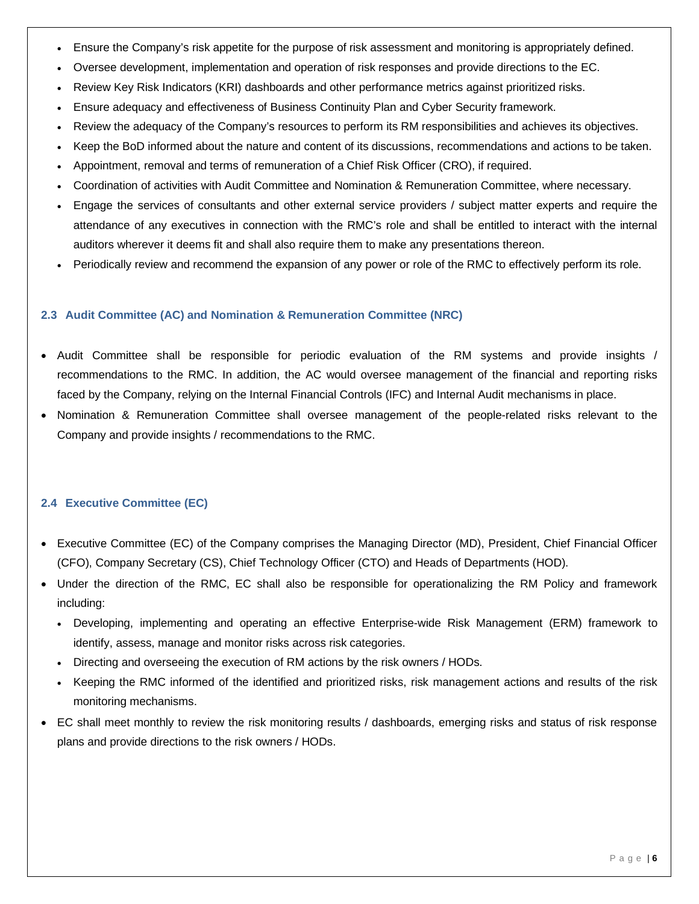- Ensure the Company's risk appetite for the purpose of risk assessment and monitoring is appropriately defined.
- Oversee development, implementation and operation of risk responses and provide directions to the EC.
- Review Key Risk Indicators (KRI) dashboards and other performance metrics against prioritized risks.
- Ensure adequacy and effectiveness of Business Continuity Plan and Cyber Security framework.
- Review the adequacy of the Company's resources to perform its RM responsibilities and achieves its objectives.
- Keep the BoD informed about the nature and content of its discussions, recommendations and actions to be taken.
- Appointment, removal and terms of remuneration of a Chief Risk Officer (CRO), if required.
- Coordination of activities with Audit Committee and Nomination & Remuneration Committee, where necessary.
- Engage the services of consultants and other external service providers / subject matter experts and require the attendance of any executives in connection with the RMC's role and shall be entitled to interact with the internal auditors wherever it deems fit and shall also require them to make any presentations thereon.
- Periodically review and recommend the expansion of any power or role of the RMC to effectively perform its role.

### 2.3 Audit Committee (AC) and Nomination & Remuneration Committee (NRC)

- Audit Committee shall be responsible for periodic evaluation of the RM systems and provide insights / recommendations to the RMC. In addition, the AC would oversee management of the financial and reporting risks faced by the Company, relying on the Internal Financial Controls (IFC) and Internal Audit mechanisms in place.
- Nomination & Remuneration Committee shall oversee management of the people-related risks relevant to the Company and provide insights / recommendations to the RMC.

### 2.4 Executive Committee (EC)

- Executive Committee (EC) of the Company comprises the Managing Director (MD), President, Chief Financial Officer (CFO), Company Secretary (CS), Chief Technology Officer (CTO) and Heads of Departments (HOD).
- Under the direction of the RMC, EC shall also be responsible for operationalizing the RM Policy and framework including:
  - Developing, implementing and operating an effective Enterprise-wide Risk Management (ERM) framework to identify, assess, manage and monitor risks across risk categories.
  - Directing and overseeing the execution of RM actions by the risk owners / HODs.
  - Keeping the RMC informed of the identified and prioritized risks, risk management actions and results of the risk monitoring mechanisms.
- EC shall meet monthly to review the risk monitoring results / dashboards, emerging risks and status of risk response plans and provide directions to the risk owners / HODs.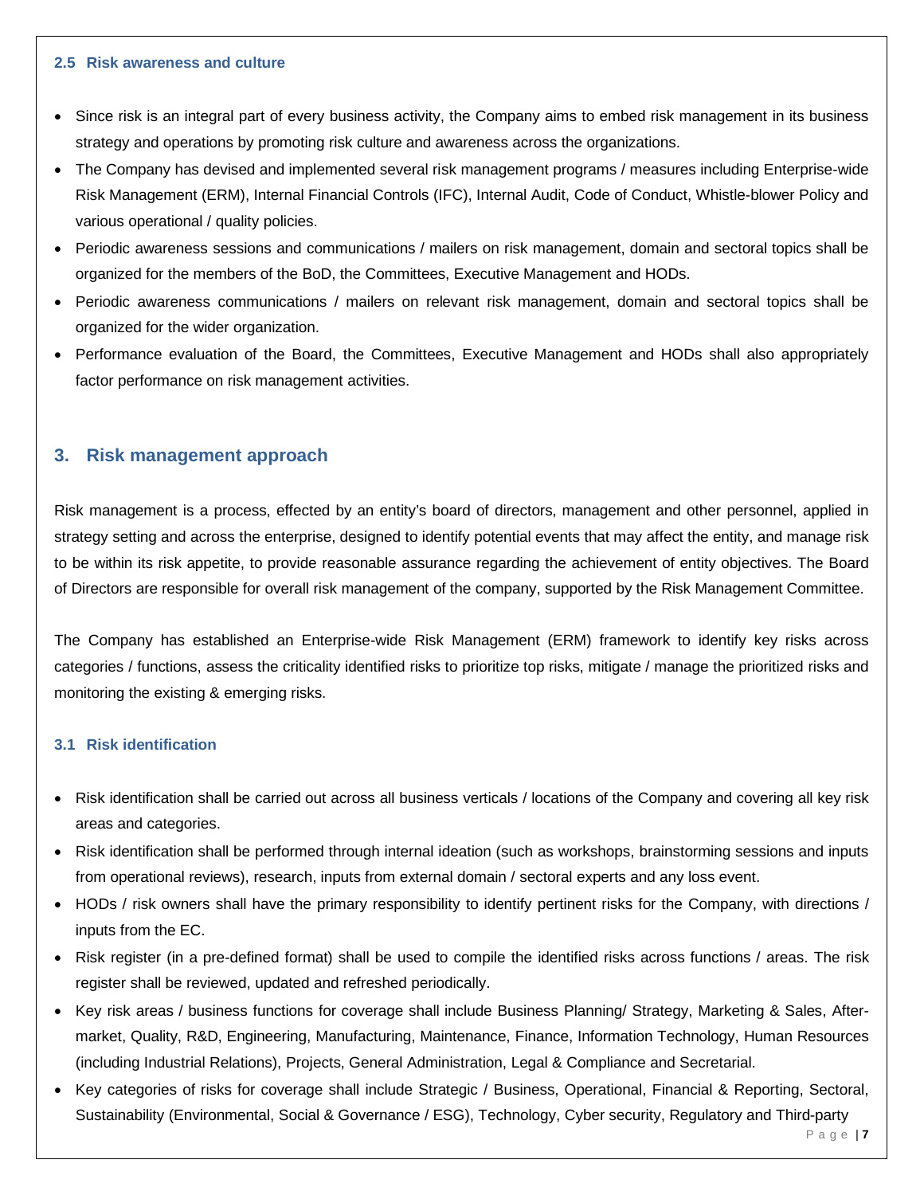### 2.5 Risk awareness and culture

- Since risk is an integral part of every business activity, the Company aims to embed risk management in its business strategy and operations by promoting risk culture and awareness across the organizations.
- The Company has devised and implemented several risk management programs / measures including Enterprise-wide Risk Management (ERM), Internal Financial Controls (IFC), Internal Audit, Code of Conduct, Whistle-blower Policy and various operational / quality policies.
- Periodic awareness sessions and communications / mailers on risk management, domain and sectoral topics shall be organized for the members of the BoD, the Committees, Executive Management and HODs.
- Periodic awareness communications / mailers on relevant risk management, domain and sectoral topics shall be organized for the wider organization.
- Performance evaluation of the Board, the Committees, Executive Management and HODs shall also appropriately factor performance on risk management activities.

## 3. Risk management approach

Risk management is a process, effected by an entity's board of directors, management and other personnel, applied in strategy setting and across the enterprise, designed to identify potential events that may affect the entity, and manage risk to be within its risk appetite, to provide reasonable assurance regarding the achievement of entity objectives. The Board of Directors are responsible for overall risk management of the company, supported by the Risk Management Committee.

The Company has established an Enterprise-wide Risk Management (ERM) framework to identify key risks across categories / functions, assess the criticality identified risks to prioritize top risks, mitigate / manage the prioritized risks and monitoring the existing & emerging risks.

### 3.1 Risk identification

- Risk identification shall be carried out across all business verticals / locations of the Company and covering all key risk areas and categories.
- Risk identification shall be performed through internal ideation (such as workshops, brainstorming sessions and inputs from operational reviews), research, inputs from external domain / sectoral experts and any loss event.
- HODs / risk owners shall have the primary responsibility to identify pertinent risks for the Company, with directions / inputs from the EC.
- Risk register (in a pre-defined format) shall be used to compile the identified risks across functions / areas. The risk register shall be reviewed, updated and refreshed periodically.
- Key risk areas / business functions for coverage shall include Business Planning/ Strategy, Marketing & Sales, After-market, Quality, R&D, Engineering, Manufacturing, Maintenance, Finance, Information Technology, Human Resources (including Industrial Relations), Projects, General Administration, Legal & Compliance and Secretarial.
- Key categories of risks for coverage shall include Strategic / Business, Operational, Financial & Reporting, Sectoral, Sustainability (Environmental, Social & Governance / ESG), Technology, Cyber security, Regulatory and Third-party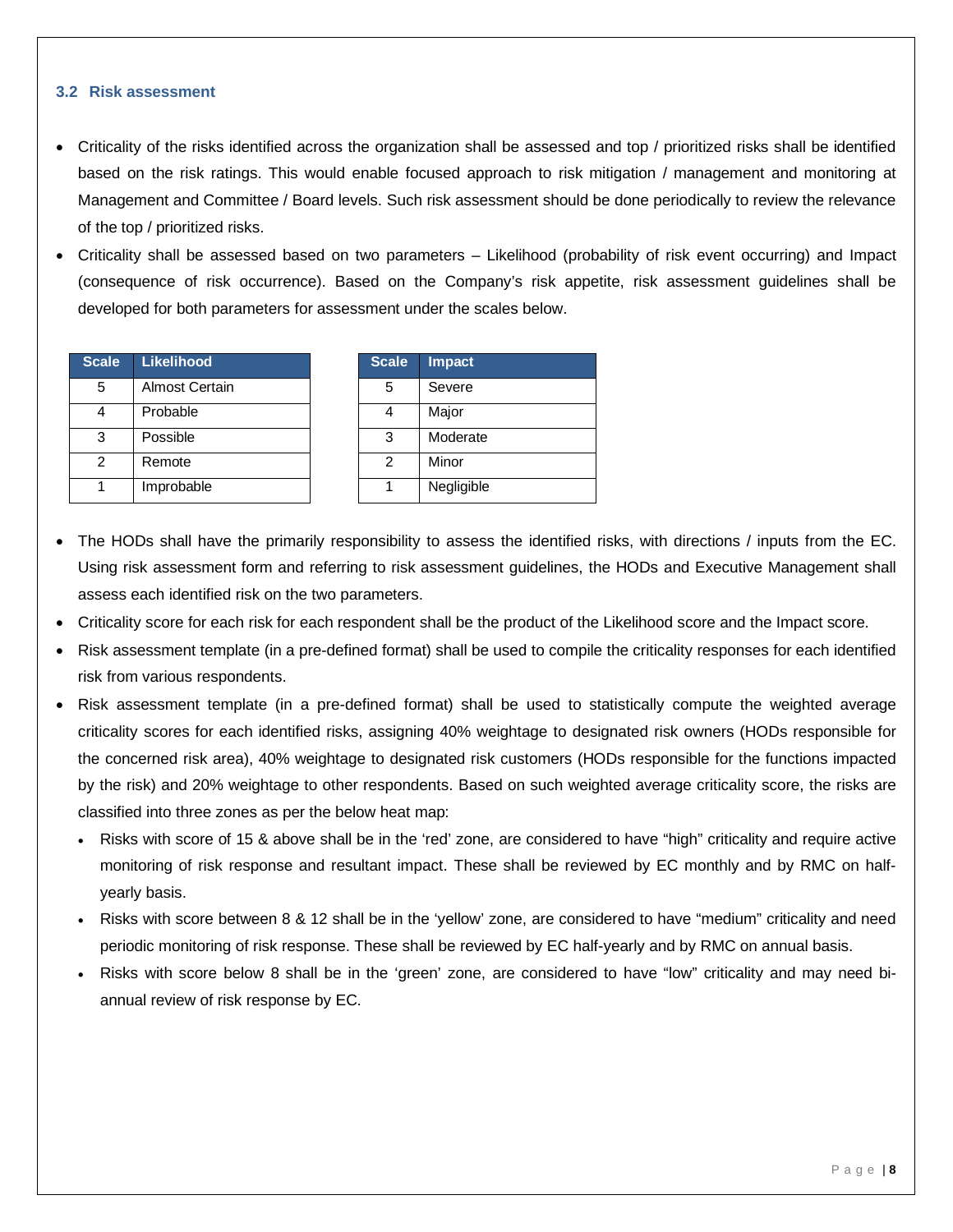### 3.2 Risk assessment

- Criticality of the risks identified across the organization shall be assessed and top / prioritized risks shall be identified based on the risk ratings. This would enable focused approach to risk mitigation / management and monitoring at Management and Committee / Board levels. Such risk assessment should be done periodically to review the relevance of the top / prioritized risks.
- Criticality shall be assessed based on two parameters – Likelihood (probability of risk event occurring) and Impact (consequence of risk occurrence). Based on the Company's risk appetite, risk assessment guidelines shall be developed for both parameters for assessment under the scales below.

| Scale | Likelihood |
|---|---|
| 5 | Almost Certain |
| 4 | Probable |
| 3 | Possible |
| 2 | Remote |
| 1 | Improbable |

| Scale | Impact |
|---|---|
| 5 | Severe |
| 4 | Major |
| 3 | Moderate |
| 2 | Minor |
| 1 | Negligible |

- The HODs shall have the primarily responsibility to assess the identified risks, with directions / inputs from the EC. Using risk assessment form and referring to risk assessment guidelines, the HODs and Executive Management shall assess each identified risk on the two parameters.
- Criticality score for each risk for each respondent shall be the product of the Likelihood score and the Impact score.
- Risk assessment template (in a pre-defined format) shall be used to compile the criticality responses for each identified risk from various respondents.
- Risk assessment template (in a pre-defined format) shall be used to statistically compute the weighted average criticality scores for each identified risks, assigning 40% weightage to designated risk owners (HODs responsible for the concerned risk area), 40% weightage to designated risk customers (HODs responsible for the functions impacted by the risk) and 20% weightage to other respondents. Based on such weighted average criticality score, the risks are classified into three zones as per the below heat map:
  - Risks with score of 15 & above shall be in the 'red' zone, are considered to have "high" criticality and require active monitoring of risk response and resultant impact. These shall be reviewed by EC monthly and by RMC on half-yearly basis.
  - Risks with score between 8 & 12 shall be in the 'yellow' zone, are considered to have "medium" criticality and need periodic monitoring of risk response. These shall be reviewed by EC half-yearly and by RMC on annual basis.
  - Risks with score below 8 shall be in the 'green' zone, are considered to have "low" criticality and may need bi-annual review of risk response by EC.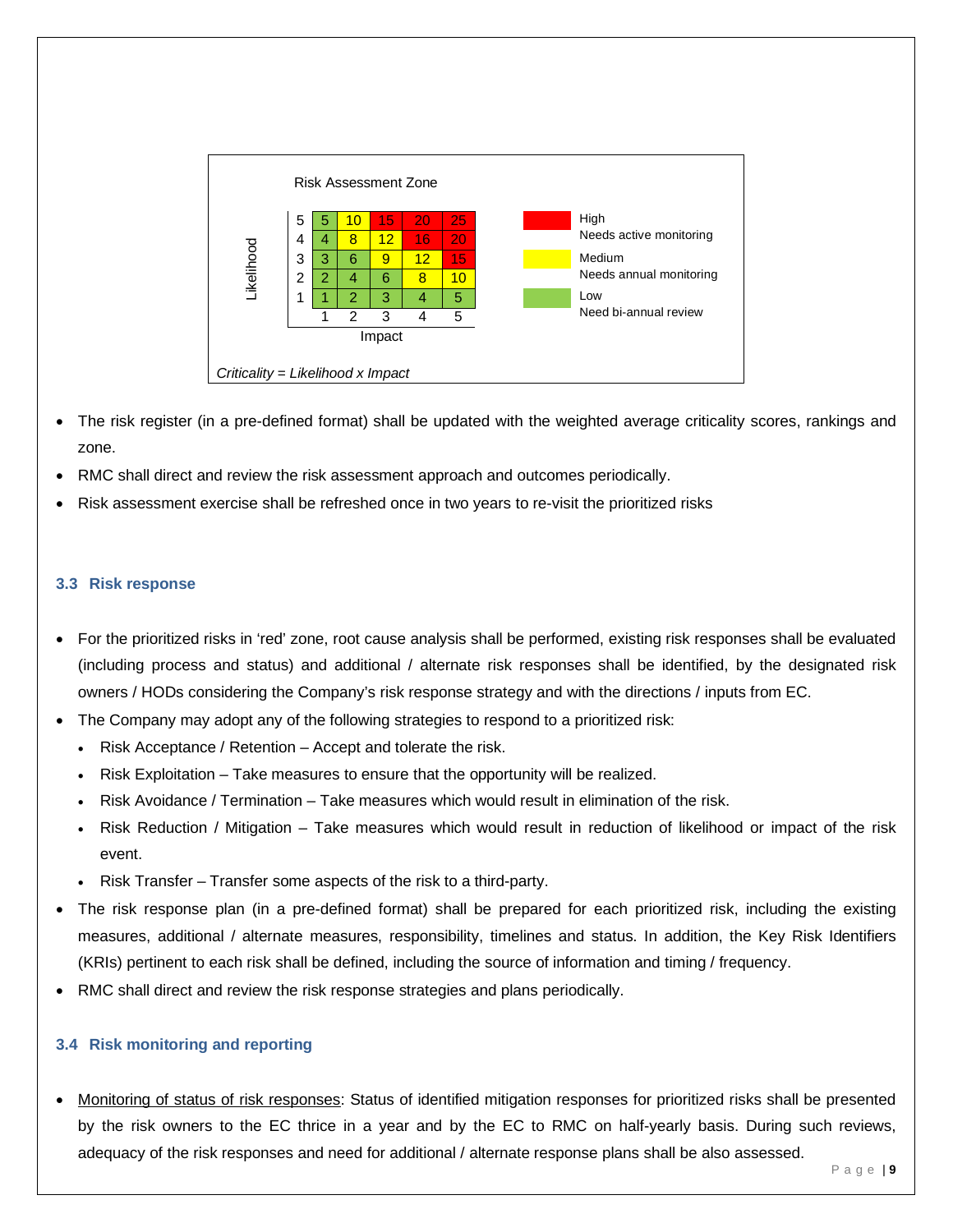**Risk Assessment Zone**

| Likelihood | | | | | |
|---|---|---|---|---|---|
| 5 | 5 | 10 | 15 | 20 | 25 |
| 4 | 4 | 8 | 12 | 16 | 20 |
| 3 | 3 | 6 | 9 | 12 | 15 |
| 2 | 2 | 4 | 6 | 8 | 10 |
| 1 | 1 | 2 | 3 | 4 | 5 |
| **Impact** | 1 | 2 | 3 | 4 | 5 |

- High – Needs active monitoring
- Medium – Needs annual monitoring
- Low – Need bi-annual review

*Criticality = Likelihood x Impact*

- The risk register (in a pre-defined format) shall be updated with the weighted average criticality scores, rankings and zone.
- RMC shall direct and review the risk assessment approach and outcomes periodically.
- Risk assessment exercise shall be refreshed once in two years to re-visit the prioritized risks

### 3.3 Risk response

- For the prioritized risks in 'red' zone, root cause analysis shall be performed, existing risk responses shall be evaluated (including process and status) and additional / alternate risk responses shall be identified, by the designated risk owners / HODs considering the Company's risk response strategy and with the directions / inputs from EC.
- The Company may adopt any of the following strategies to respond to a prioritized risk:
  - Risk Acceptance / Retention – Accept and tolerate the risk.
  - Risk Exploitation – Take measures to ensure that the opportunity will be realized.
  - Risk Avoidance / Termination – Take measures which would result in elimination of the risk.
  - Risk Reduction / Mitigation – Take measures which would result in reduction of likelihood or impact of the risk event.
  - Risk Transfer – Transfer some aspects of the risk to a third-party.
- The risk response plan (in a pre-defined format) shall be prepared for each prioritized risk, including the existing measures, additional / alternate measures, responsibility, timelines and status. In addition, the Key Risk Identifiers (KRIs) pertinent to each risk shall be defined, including the source of information and timing / frequency.
- RMC shall direct and review the risk response strategies and plans periodically.

### 3.4 Risk monitoring and reporting

- Monitoring of status of risk responses: Status of identified mitigation responses for prioritized risks shall be presented by the risk owners to the EC thrice in a year and by the EC to RMC on half-yearly basis. During such reviews, adequacy of the risk responses and need for additional / alternate response plans shall be also assessed.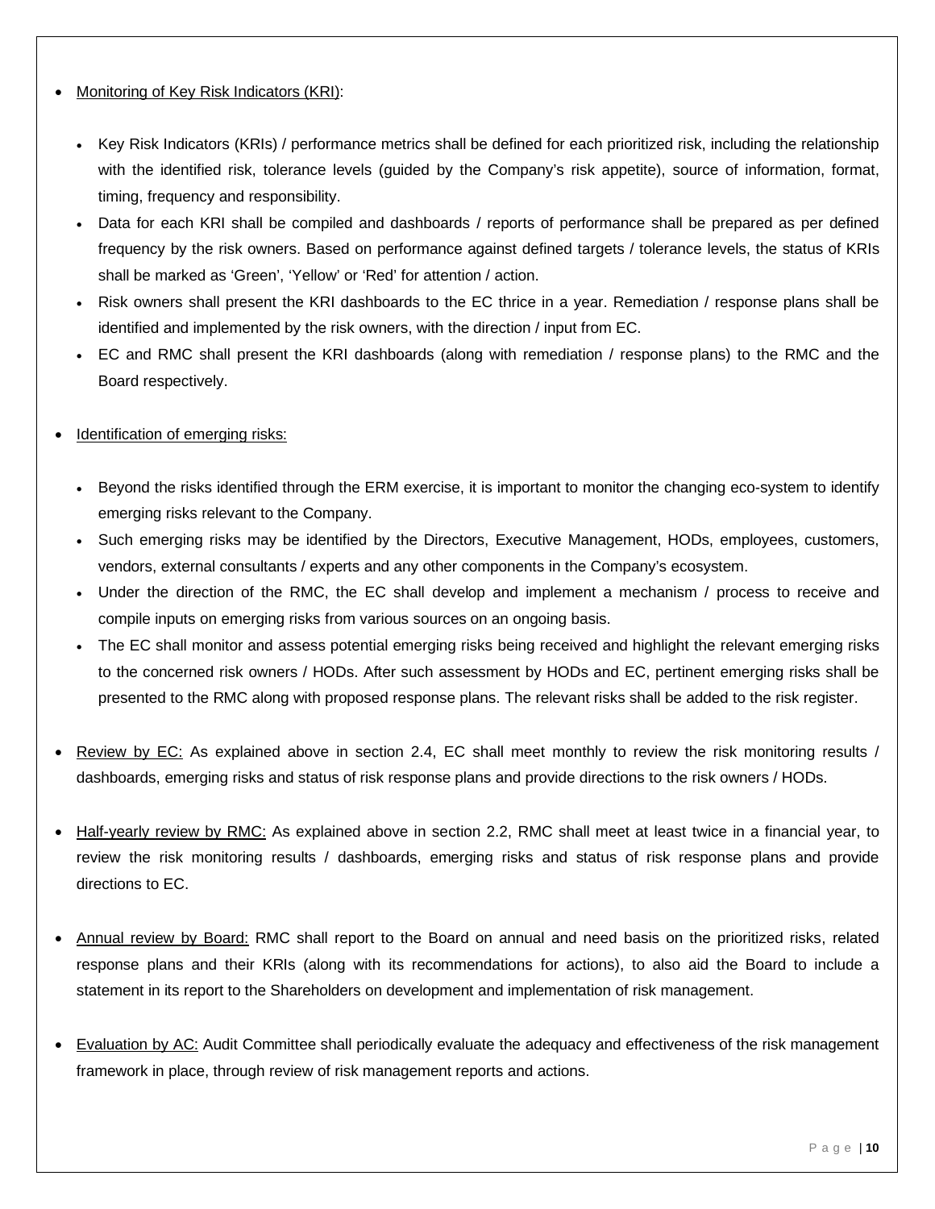- Monitoring of Key Risk Indicators (KRI):

  - Key Risk Indicators (KRIs) / performance metrics shall be defined for each prioritized risk, including the relationship with the identified risk, tolerance levels (guided by the Company's risk appetite), source of information, format, timing, frequency and responsibility.
  - Data for each KRI shall be compiled and dashboards / reports of performance shall be prepared as per defined frequency by the risk owners. Based on performance against defined targets / tolerance levels, the status of KRIs shall be marked as 'Green', 'Yellow' or 'Red' for attention / action.
  - Risk owners shall present the KRI dashboards to the EC thrice in a year. Remediation / response plans shall be identified and implemented by the risk owners, with the direction / input from EC.
  - EC and RMC shall present the KRI dashboards (along with remediation / response plans) to the RMC and the Board respectively.

- Identification of emerging risks:

  - Beyond the risks identified through the ERM exercise, it is important to monitor the changing eco-system to identify emerging risks relevant to the Company.
  - Such emerging risks may be identified by the Directors, Executive Management, HODs, employees, customers, vendors, external consultants / experts and any other components in the Company's ecosystem.
  - Under the direction of the RMC, the EC shall develop and implement a mechanism / process to receive and compile inputs on emerging risks from various sources on an ongoing basis.
  - The EC shall monitor and assess potential emerging risks being received and highlight the relevant emerging risks to the concerned risk owners / HODs. After such assessment by HODs and EC, pertinent emerging risks shall be presented to the RMC along with proposed response plans. The relevant risks shall be added to the risk register.

- Review by EC: As explained above in section 2.4, EC shall meet monthly to review the risk monitoring results / dashboards, emerging risks and status of risk response plans and provide directions to the risk owners / HODs.

- Half-yearly review by RMC: As explained above in section 2.2, RMC shall meet at least twice in a financial year, to review the risk monitoring results / dashboards, emerging risks and status of risk response plans and provide directions to EC.

- Annual review by Board: RMC shall report to the Board on annual and need basis on the prioritized risks, related response plans and their KRIs (along with its recommendations for actions), to also aid the Board to include a statement in its report to the Shareholders on development and implementation of risk management.

- Evaluation by AC: Audit Committee shall periodically evaluate the adequacy and effectiveness of the risk management framework in place, through review of risk management reports and actions.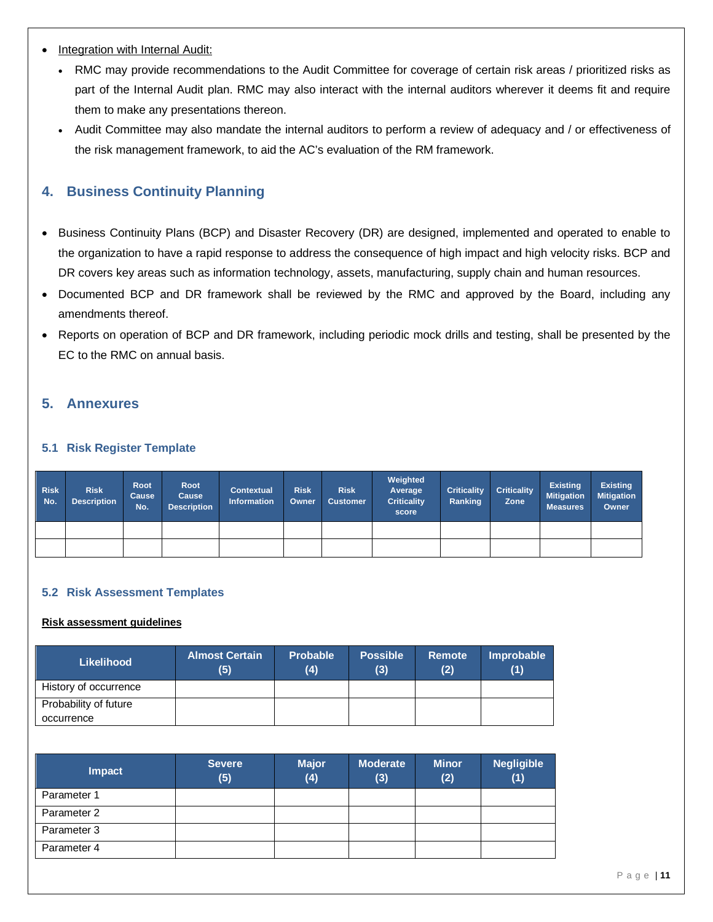- Integration with Internal Audit:
  - RMC may provide recommendations to the Audit Committee for coverage of certain risk areas / prioritized risks as part of the Internal Audit plan. RMC may also interact with the internal auditors wherever it deems fit and require them to make any presentations thereon.
  - Audit Committee may also mandate the internal auditors to perform a review of adequacy and / or effectiveness of the risk management framework, to aid the AC's evaluation of the RM framework.

## 4. Business Continuity Planning

- Business Continuity Plans (BCP) and Disaster Recovery (DR) are designed, implemented and operated to enable to the organization to have a rapid response to address the consequence of high impact and high velocity risks. BCP and DR covers key areas such as information technology, assets, manufacturing, supply chain and human resources.
- Documented BCP and DR framework shall be reviewed by the RMC and approved by the Board, including any amendments thereof.
- Reports on operation of BCP and DR framework, including periodic mock drills and testing, shall be presented by the EC to the RMC on annual basis.

## 5. Annexures

### 5.1 Risk Register Template

| Risk No. | Risk Description | Root Cause No. | Root Cause Description | Contextual Information | Risk Owner | Risk Customer | Weighted Average Criticality score | Criticality Ranking | Criticality Zone | Existing Mitigation Measures | Existing Mitigation Owner |
|---|---|---|---|---|---|---|---|---|---|---|---|
| | | | | | | | | | | | |
| | | | | | | | | | | | |

### 5.2 Risk Assessment Templates

**Risk assessment guidelines**

| Likelihood | Almost Certain (5) | Probable (4) | Possible (3) | Remote (2) | Improbable (1) |
|---|---|---|---|---|---|
| History of occurrence | | | | | |
| Probability of future occurrence | | | | | |

| Impact | Severe (5) | Major (4) | Moderate (3) | Minor (2) | Negligible (1) |
|---|---|---|---|---|---|
| Parameter 1 | | | | | |
| Parameter 2 | | | | | |
| Parameter 3 | | | | | |
| Parameter 4 | | | | | |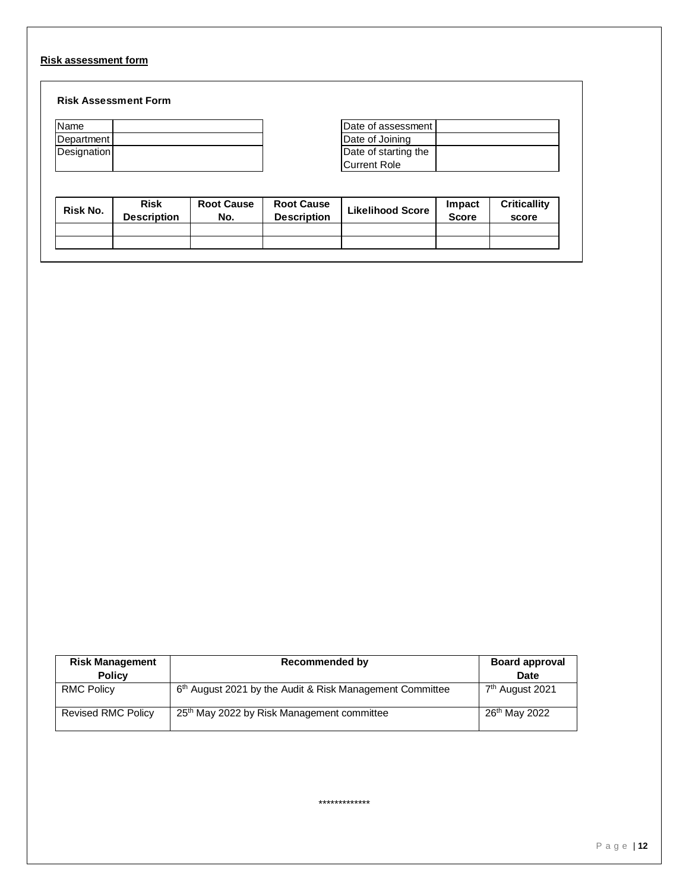**Risk assessment form**

**Risk Assessment Form**

| | | | | |
|---|---|---|---|---|
| Name | | | Date of assessment | |
| Department | | | Date of Joining | |
| Designation | | | Date of starting the Current Role | |

| Risk No. | Risk Description | Root Cause No. | Root Cause Description | Likelihood Score | Impact Score | Criticallity score |
|---|---|---|---|---|---|---|
| | | | | | | |
| | | | | | | |

| Risk Management Policy | Recommended by | Board approval Date |
|---|---|---|
| RMC Policy | 6th August 2021 by the Audit & Risk Management Committee | 7th August 2021 |
| Revised RMC Policy | 25th May 2022 by Risk Management committee | 26th May 2022 |

*************